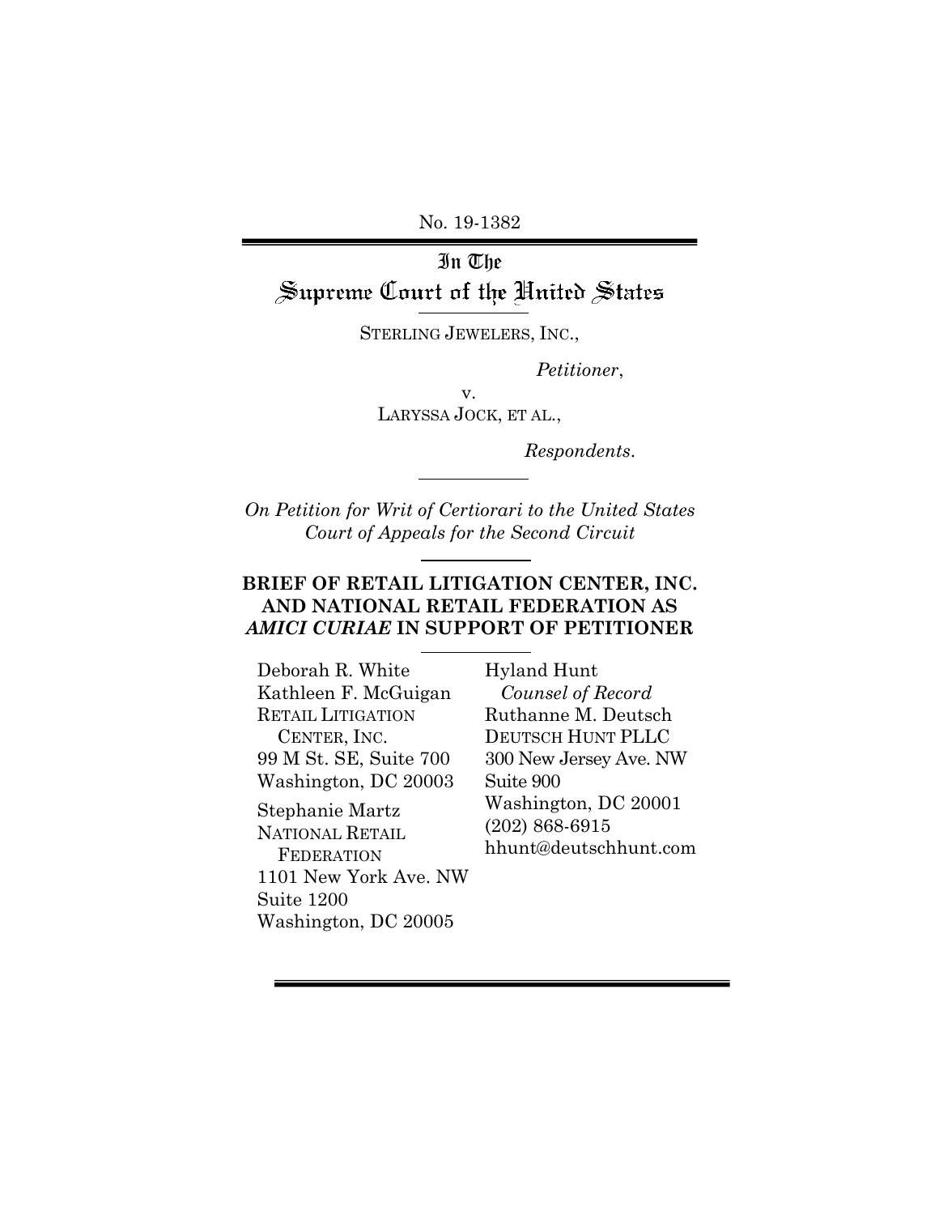No. 19-1382

# In The Supreme Court of the United States

STERLING JEWELERS, INC.,

*Petitioner*,

v.

LARYSSA JOCK, ET AL.,

*Respondents*.

*On Petition for Writ of Certiorari to the United States Court of Appeals for the Second Circuit*

**BRIEF OF RETAIL LITIGATION CENTER, INC. AND NATIONAL RETAIL FEDERATION AS *AMICI CURIAE* IN SUPPORT OF PETITIONER**

Deborah R. White
Kathleen F. McGuigan
RETAIL LITIGATION CENTER, INC.
99 M St. SE, Suite 700
Washington, DC 20003

Stephanie Martz
NATIONAL RETAIL FEDERATION
1101 New York Ave. NW
Suite 1200
Washington, DC 20005

Hyland Hunt
*Counsel of Record*
Ruthanne M. Deutsch
DEUTSCH HUNT PLLC
300 New Jersey Ave. NW
Suite 900
Washington, DC 20001
(202) 868-6915
hhunt@deutschhunt.com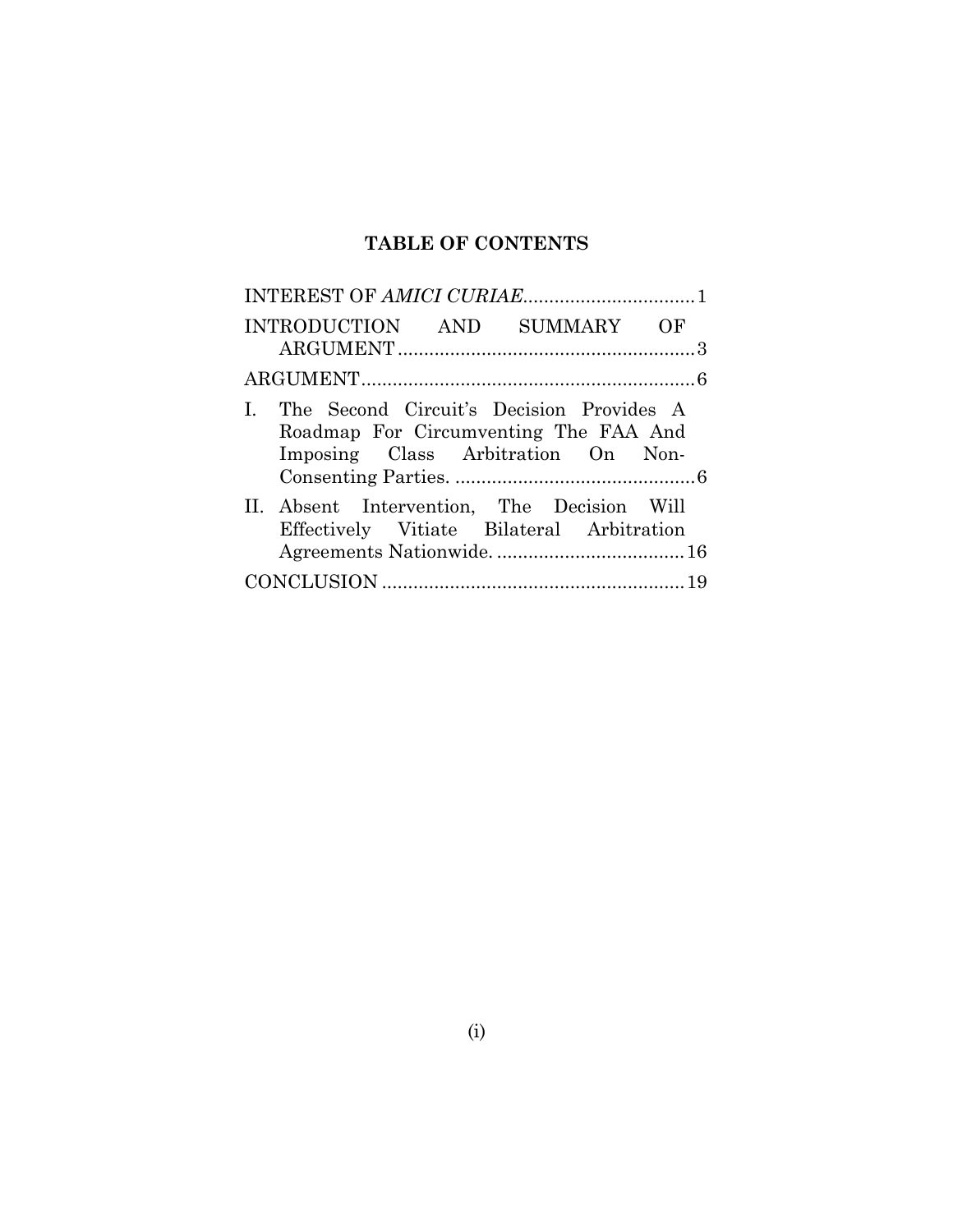## TABLE OF CONTENTS

| | |
|---|---|
| INTEREST OF *AMICI CURIAE* | 1 |
| INTRODUCTION AND SUMMARY OF ARGUMENT | 3 |
| ARGUMENT | 6 |
| I. The Second Circuit's Decision Provides A Roadmap For Circumventing The FAA And Imposing Class Arbitration On Non-Consenting Parties. | 6 |
| II. Absent Intervention, The Decision Will Effectively Vitiate Bilateral Arbitration Agreements Nationwide. | 16 |
| CONCLUSION | 19 |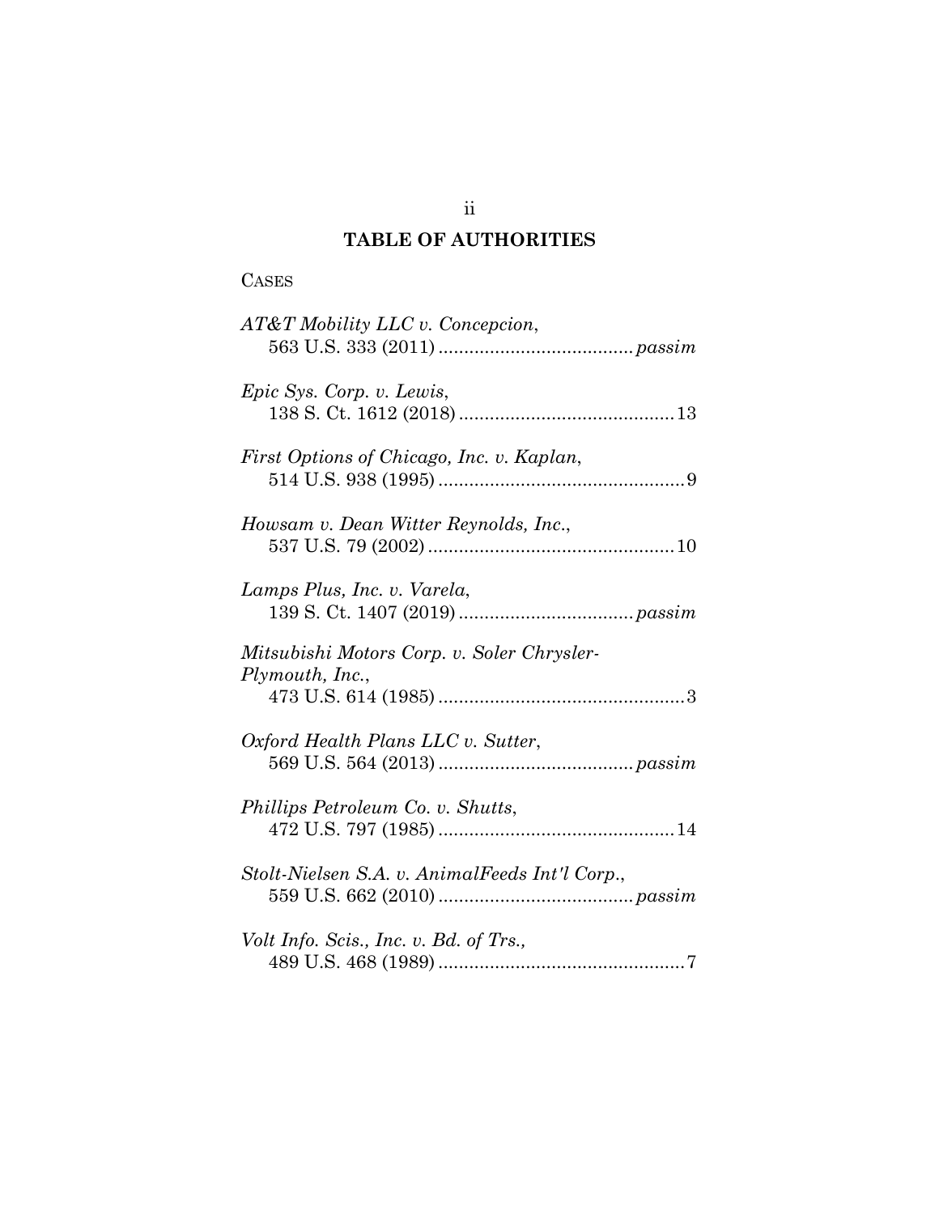# TABLE OF AUTHORITIES

CASES

*AT&T Mobility LLC v. Concepcion*,
563 U.S. 333 (2011) ...................................... *passim*

*Epic Sys. Corp. v. Lewis*,
138 S. Ct. 1612 (2018) .......................................... 13

*First Options of Chicago, Inc. v. Kaplan*,
514 U.S. 938 (1995) ................................................ 9

*Howsam v. Dean Witter Reynolds, Inc.*,
537 U.S. 79 (2002) ................................................ 10

*Lamps Plus, Inc. v. Varela*,
139 S. Ct. 1407 (2019) .................................. *passim*

*Mitsubishi Motors Corp. v. Soler Chrysler-Plymouth, Inc.*,
473 U.S. 614 (1985) ................................................ 3

*Oxford Health Plans LLC v. Sutter*,
569 U.S. 564 (2013) ...................................... *passim*

*Phillips Petroleum Co. v. Shutts*,
472 U.S. 797 (1985) .............................................. 14

*Stolt-Nielsen S.A. v. AnimalFeeds Int'l Corp.*,
559 U.S. 662 (2010) ...................................... *passim*

*Volt Info. Scis., Inc. v. Bd. of Trs.*,
489 U.S. 468 (1989) ................................................ 7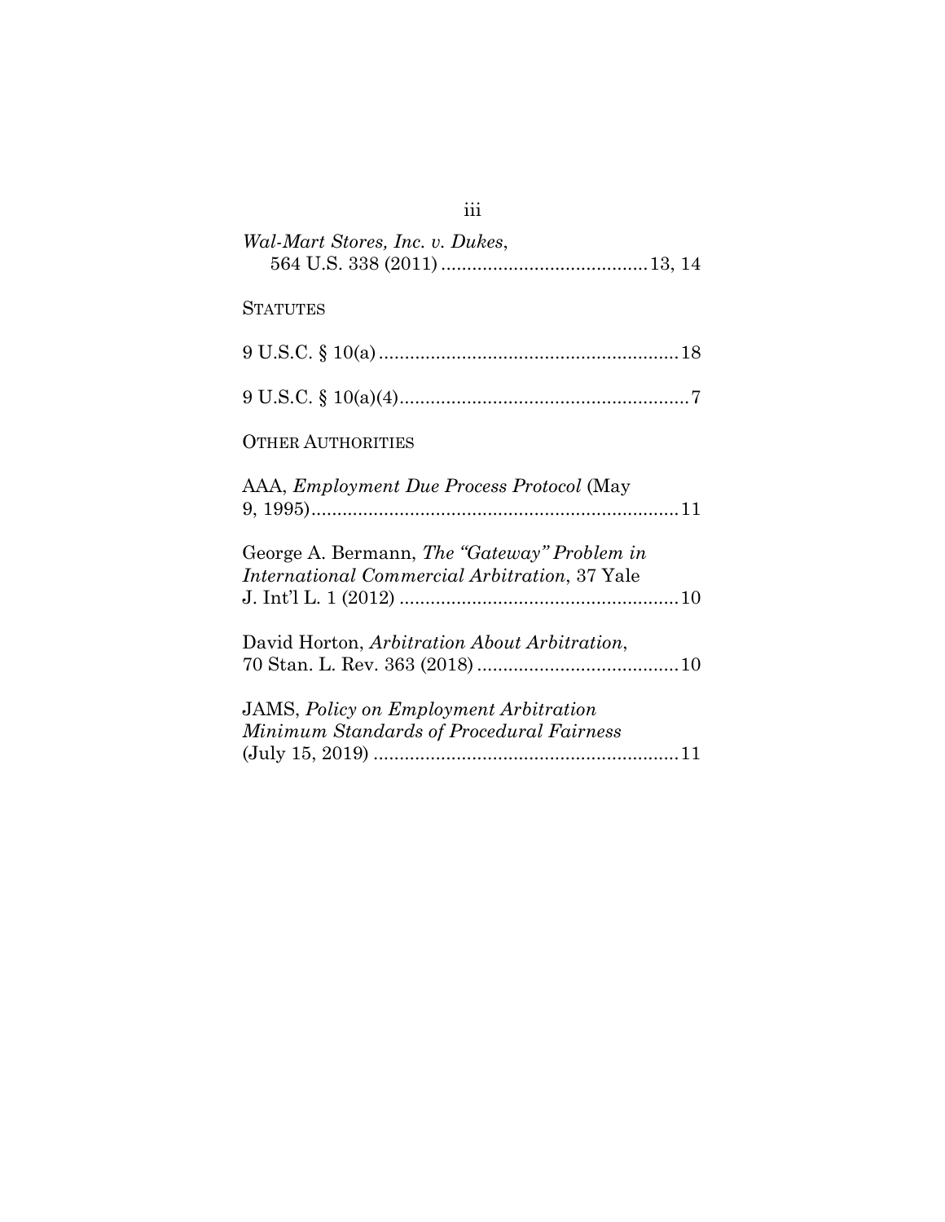*Wal-Mart Stores, Inc. v. Dukes*,
564 U.S. 338 (2011) ........................................ 13, 14

STATUTES

9 U.S.C. § 10(a) .......................................................... 18

9 U.S.C. § 10(a)(4) ........................................................ 7

OTHER AUTHORITIES

AAA, *Employment Due Process Protocol* (May 9, 1995) ........................................................................ 11

George A. Bermann, *The "Gateway" Problem in International Commercial Arbitration*, 37 Yale J. Int'l L. 1 (2012) ...................................................... 10

David Horton, *Arbitration About Arbitration*, 70 Stan. L. Rev. 363 (2018) ....................................... 10

JAMS, *Policy on Employment Arbitration Minimum Standards of Procedural Fairness* (July 15, 2019) ........................................................... 11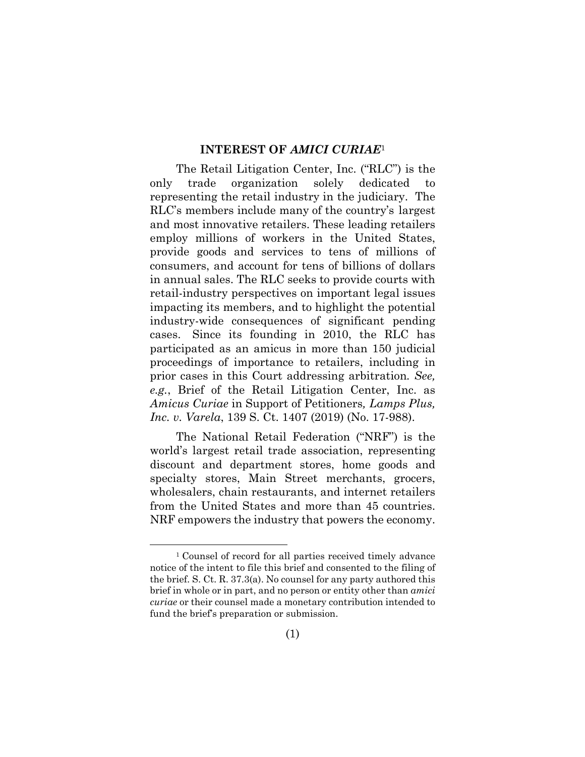## INTEREST OF *AMICI CURIAE*[1]

The Retail Litigation Center, Inc. ("RLC") is the only trade organization solely dedicated to representing the retail industry in the judiciary. The RLC's members include many of the country's largest and most innovative retailers. These leading retailers employ millions of workers in the United States, provide goods and services to tens of millions of consumers, and account for tens of billions of dollars in annual sales. The RLC seeks to provide courts with retail-industry perspectives on important legal issues impacting its members, and to highlight the potential industry-wide consequences of significant pending cases. Since its founding in 2010, the RLC has participated as an amicus in more than 150 judicial proceedings of importance to retailers, including in prior cases in this Court addressing arbitration. *See, e.g.*, Brief of the Retail Litigation Center, Inc. as *Amicus Curiae* in Support of Petitioners*, Lamps Plus, Inc. v. Varela*, 139 S. Ct. 1407 (2019) (No. 17-988).

The National Retail Federation ("NRF") is the world's largest retail trade association, representing discount and department stores, home goods and specialty stores, Main Street merchants, grocers, wholesalers, chain restaurants, and internet retailers from the United States and more than 45 countries. NRF empowers the industry that powers the economy.

---

[1] Counsel of record for all parties received timely advance notice of the intent to file this brief and consented to the filing of the brief. S. Ct. R. 37.3(a). No counsel for any party authored this brief in whole or in part, and no person or entity other than *amici curiae* or their counsel made a monetary contribution intended to fund the brief's preparation or submission.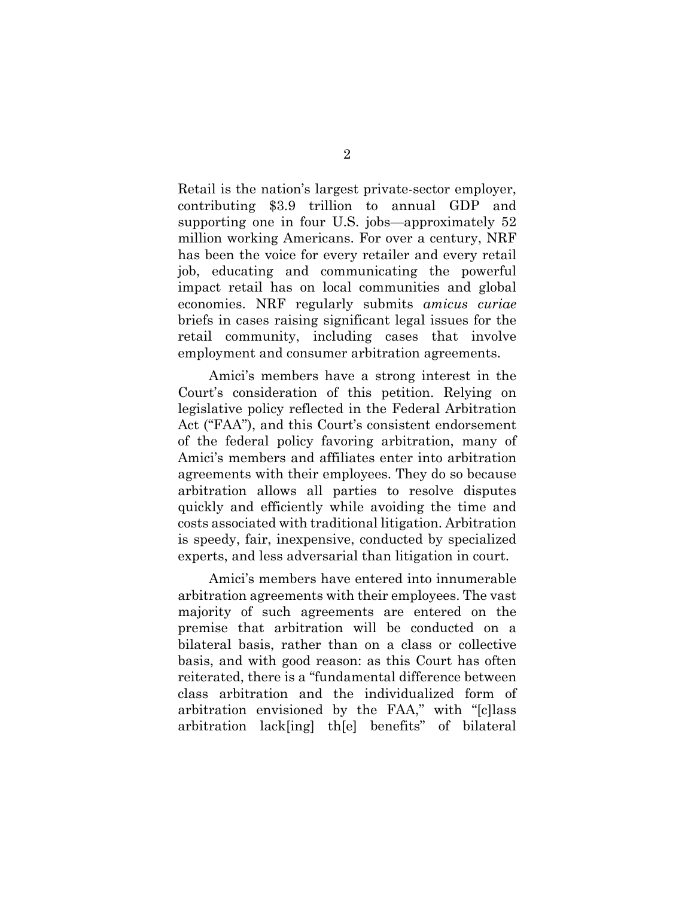Retail is the nation's largest private-sector employer, contributing $3.9 trillion to annual GDP and supporting one in four U.S. jobs—approximately 52 million working Americans. For over a century, NRF has been the voice for every retailer and every retail job, educating and communicating the powerful impact retail has on local communities and global economies. NRF regularly submits *amicus curiae* briefs in cases raising significant legal issues for the retail community, including cases that involve employment and consumer arbitration agreements.

Amici's members have a strong interest in the Court's consideration of this petition. Relying on legislative policy reflected in the Federal Arbitration Act ("FAA"), and this Court's consistent endorsement of the federal policy favoring arbitration, many of Amici's members and affiliates enter into arbitration agreements with their employees. They do so because arbitration allows all parties to resolve disputes quickly and efficiently while avoiding the time and costs associated with traditional litigation. Arbitration is speedy, fair, inexpensive, conducted by specialized experts, and less adversarial than litigation in court.

Amici's members have entered into innumerable arbitration agreements with their employees. The vast majority of such agreements are entered on the premise that arbitration will be conducted on a bilateral basis, rather than on a class or collective basis, and with good reason: as this Court has often reiterated, there is a "fundamental difference between class arbitration and the individualized form of arbitration envisioned by the FAA," with "[c]lass arbitration lack[ing] th[e] benefits" of bilateral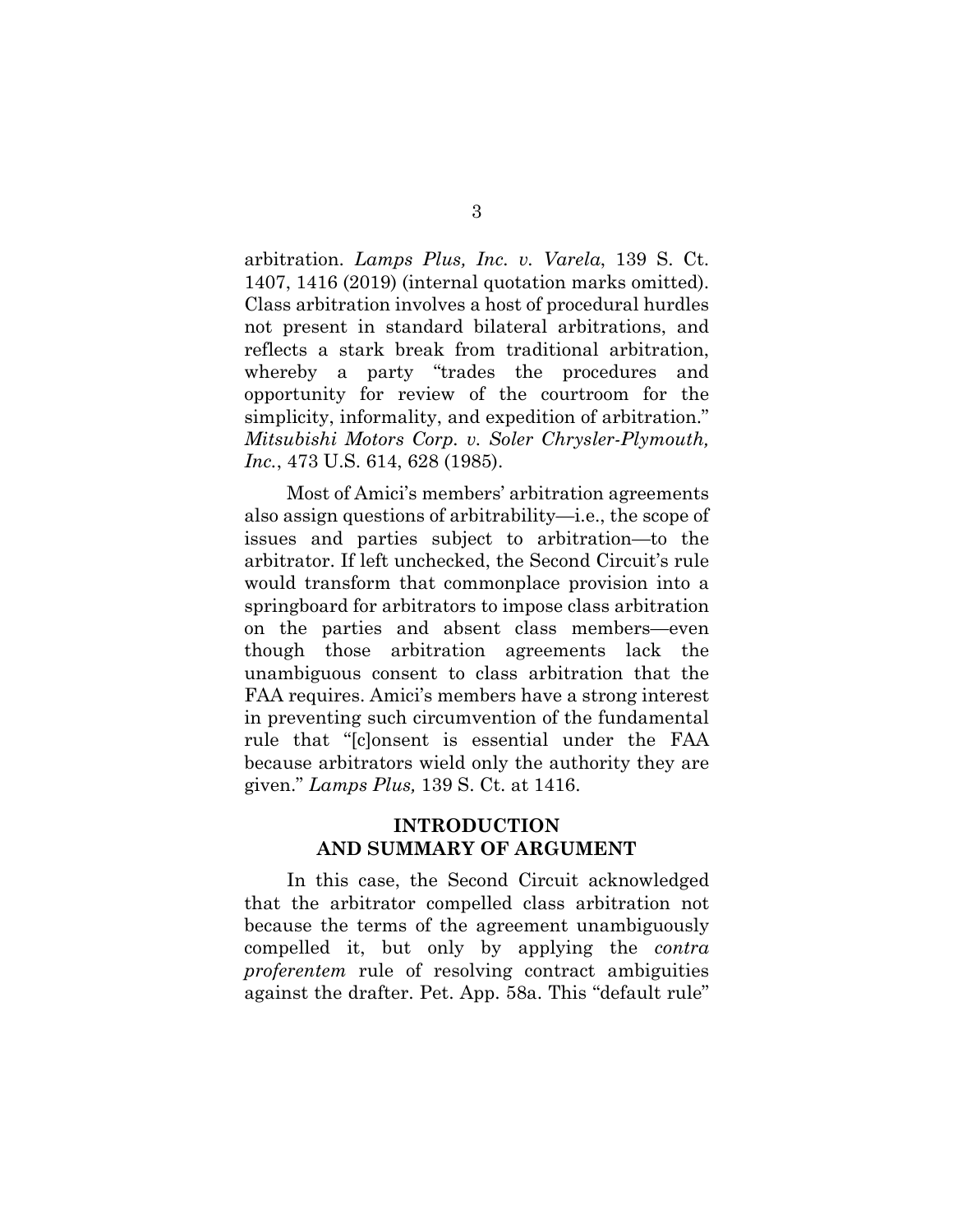arbitration. *Lamps Plus, Inc. v. Varela*, 139 S. Ct. 1407, 1416 (2019) (internal quotation marks omitted). Class arbitration involves a host of procedural hurdles not present in standard bilateral arbitrations, and reflects a stark break from traditional arbitration, whereby a party "trades the procedures and opportunity for review of the courtroom for the simplicity, informality, and expedition of arbitration." *Mitsubishi Motors Corp. v. Soler Chrysler-Plymouth, Inc.*, 473 U.S. 614, 628 (1985).

Most of Amici's members' arbitration agreements also assign questions of arbitrability—i.e., the scope of issues and parties subject to arbitration—to the arbitrator. If left unchecked, the Second Circuit's rule would transform that commonplace provision into a springboard for arbitrators to impose class arbitration on the parties and absent class members—even though those arbitration agreements lack the unambiguous consent to class arbitration that the FAA requires. Amici's members have a strong interest in preventing such circumvention of the fundamental rule that "[c]onsent is essential under the FAA because arbitrators wield only the authority they are given." *Lamps Plus,* 139 S. Ct. at 1416.

## INTRODUCTION AND SUMMARY OF ARGUMENT

In this case, the Second Circuit acknowledged that the arbitrator compelled class arbitration not because the terms of the agreement unambiguously compelled it, but only by applying the *contra proferentem* rule of resolving contract ambiguities against the drafter. Pet. App. 58a. This "default rule"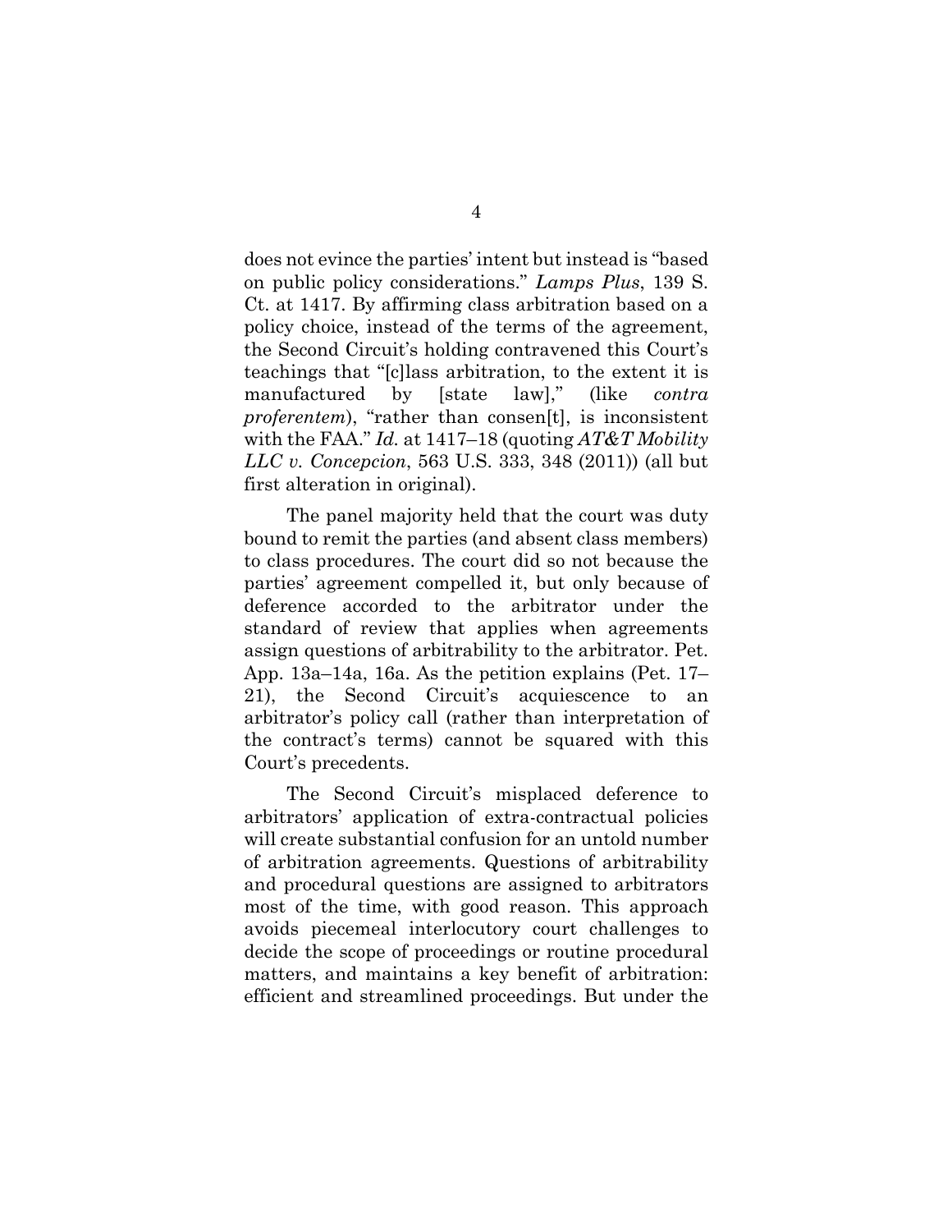does not evince the parties' intent but instead is "based on public policy considerations." *Lamps Plus*, 139 S. Ct. at 1417. By affirming class arbitration based on a policy choice, instead of the terms of the agreement, the Second Circuit's holding contravened this Court's teachings that "[c]lass arbitration, to the extent it is manufactured by [state law]," (like *contra proferentem*), "rather than consen[t], is inconsistent with the FAA." *Id.* at 1417–18 (quoting *AT&T Mobility LLC v. Concepcion*, 563 U.S. 333, 348 (2011)) (all but first alteration in original).

The panel majority held that the court was duty bound to remit the parties (and absent class members) to class procedures. The court did so not because the parties' agreement compelled it, but only because of deference accorded to the arbitrator under the standard of review that applies when agreements assign questions of arbitrability to the arbitrator. Pet. App. 13a–14a, 16a. As the petition explains (Pet. 17–21), the Second Circuit's acquiescence to an arbitrator's policy call (rather than interpretation of the contract's terms) cannot be squared with this Court's precedents.

The Second Circuit's misplaced deference to arbitrators' application of extra-contractual policies will create substantial confusion for an untold number of arbitration agreements. Questions of arbitrability and procedural questions are assigned to arbitrators most of the time, with good reason. This approach avoids piecemeal interlocutory court challenges to decide the scope of proceedings or routine procedural matters, and maintains a key benefit of arbitration: efficient and streamlined proceedings. But under the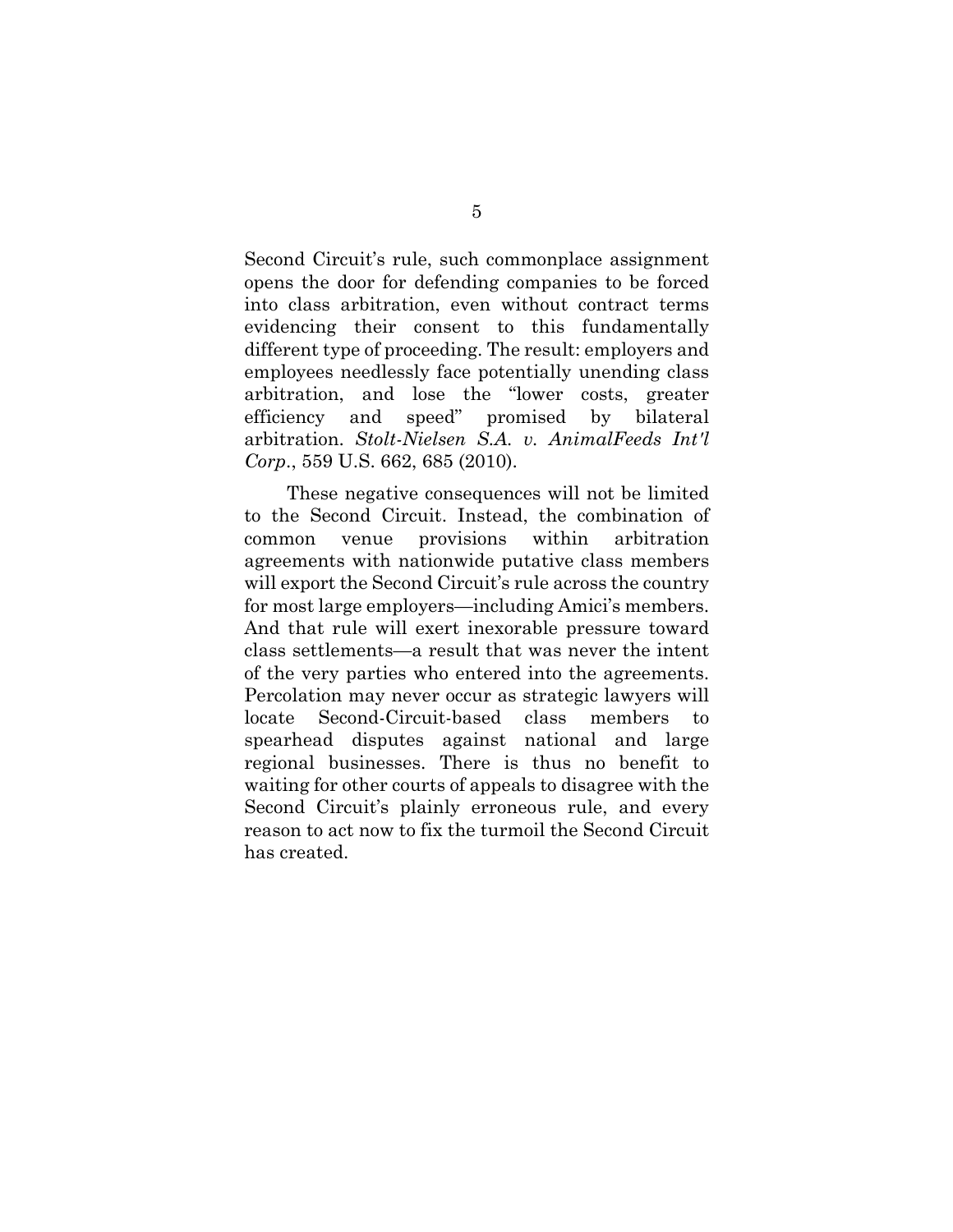Second Circuit's rule, such commonplace assignment opens the door for defending companies to be forced into class arbitration, even without contract terms evidencing their consent to this fundamentally different type of proceeding. The result: employers and employees needlessly face potentially unending class arbitration, and lose the "lower costs, greater efficiency and speed" promised by bilateral arbitration. *Stolt-Nielsen S.A. v. AnimalFeeds Int'l Corp.*, 559 U.S. 662, 685 (2010).

These negative consequences will not be limited to the Second Circuit. Instead, the combination of common venue provisions within arbitration agreements with nationwide putative class members will export the Second Circuit's rule across the country for most large employers—including Amici's members. And that rule will exert inexorable pressure toward class settlements—a result that was never the intent of the very parties who entered into the agreements. Percolation may never occur as strategic lawyers will locate Second-Circuit-based class members to spearhead disputes against national and large regional businesses. There is thus no benefit to waiting for other courts of appeals to disagree with the Second Circuit's plainly erroneous rule, and every reason to act now to fix the turmoil the Second Circuit has created.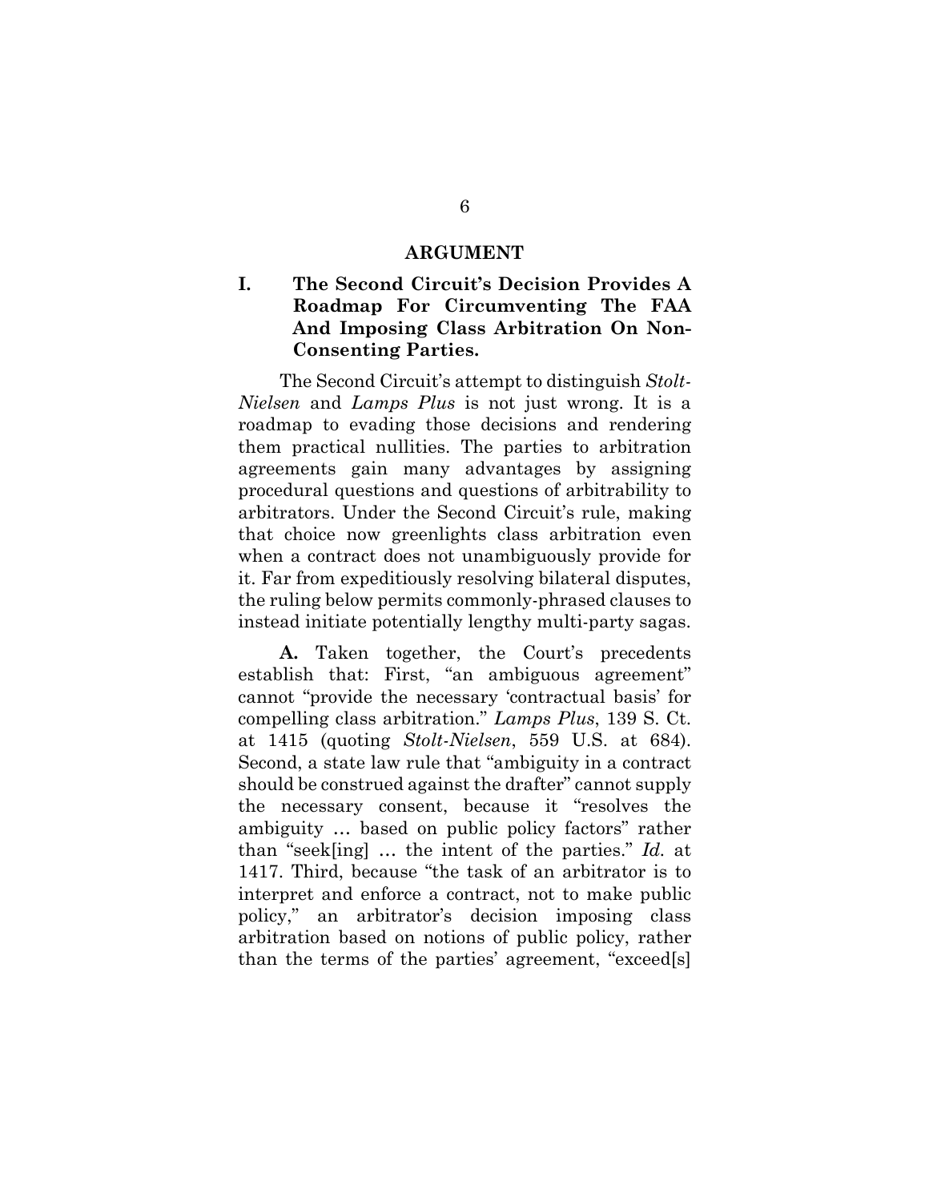## ARGUMENT

### I. The Second Circuit's Decision Provides A Roadmap For Circumventing The FAA And Imposing Class Arbitration On Non-Consenting Parties.

The Second Circuit's attempt to distinguish *Stolt-Nielsen* and *Lamps Plus* is not just wrong. It is a roadmap to evading those decisions and rendering them practical nullities. The parties to arbitration agreements gain many advantages by assigning procedural questions and questions of arbitrability to arbitrators. Under the Second Circuit's rule, making that choice now greenlights class arbitration even when a contract does not unambiguously provide for it. Far from expeditiously resolving bilateral disputes, the ruling below permits commonly-phrased clauses to instead initiate potentially lengthy multi-party sagas.

**A.** Taken together, the Court's precedents establish that: First, "an ambiguous agreement" cannot "provide the necessary 'contractual basis' for compelling class arbitration." *Lamps Plus*, 139 S. Ct. at 1415 (quoting *Stolt-Nielsen*, 559 U.S. at 684). Second, a state law rule that "ambiguity in a contract should be construed against the drafter" cannot supply the necessary consent, because it "resolves the ambiguity … based on public policy factors" rather than "seek[ing] … the intent of the parties." *Id.* at 1417. Third, because "the task of an arbitrator is to interpret and enforce a contract, not to make public policy," an arbitrator's decision imposing class arbitration based on notions of public policy, rather than the terms of the parties' agreement, "exceed[s]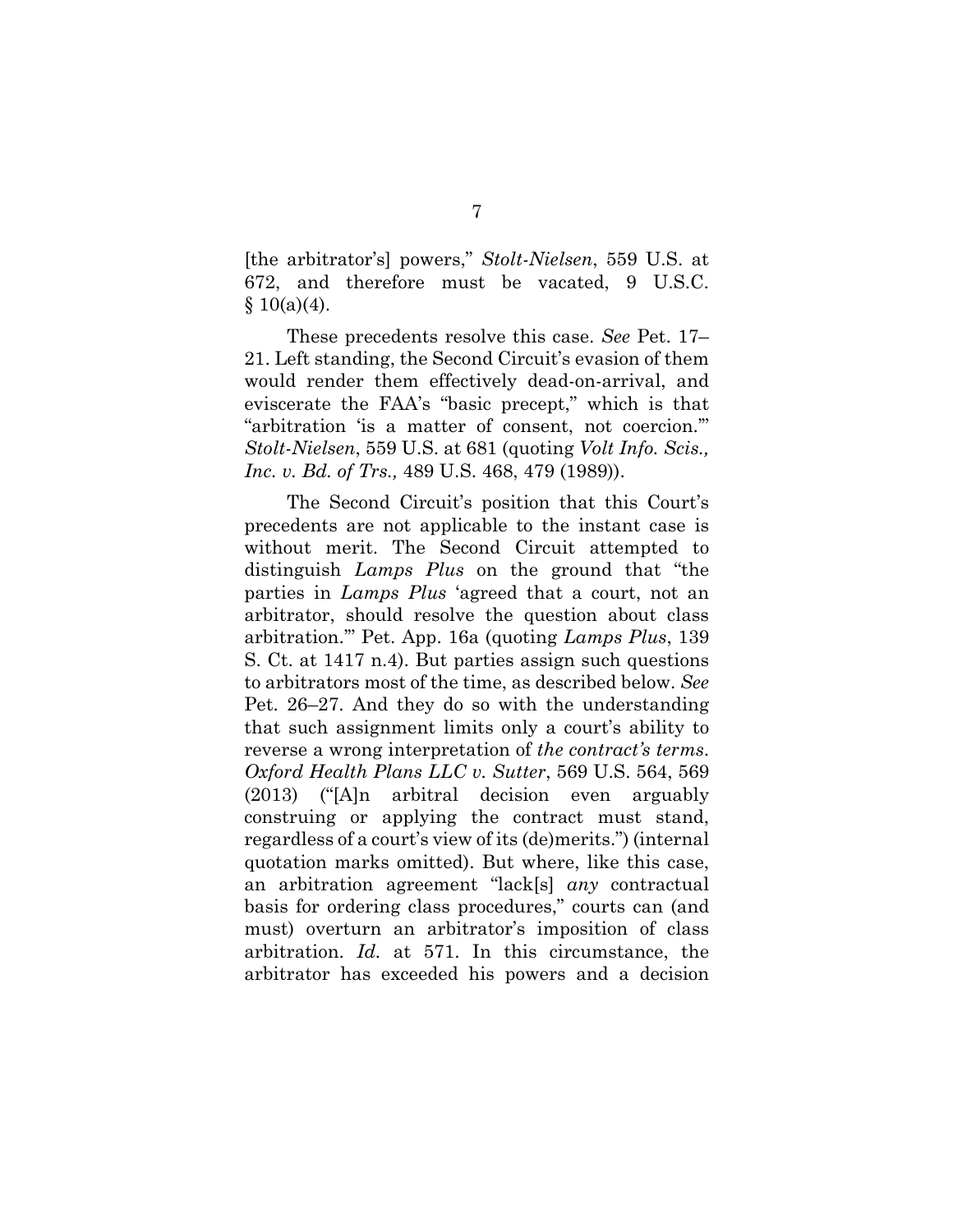[the arbitrator's] powers," *Stolt-Nielsen*, 559 U.S. at 672, and therefore must be vacated, 9 U.S.C. § 10(a)(4).

These precedents resolve this case. *See* Pet. 17–21. Left standing, the Second Circuit's evasion of them would render them effectively dead-on-arrival, and eviscerate the FAA's "basic precept," which is that "arbitration 'is a matter of consent, not coercion.'" *Stolt-Nielsen*, 559 U.S. at 681 (quoting *Volt Info. Scis., Inc. v. Bd. of Trs.,* 489 U.S. 468, 479 (1989)).

The Second Circuit's position that this Court's precedents are not applicable to the instant case is without merit. The Second Circuit attempted to distinguish *Lamps Plus* on the ground that "the parties in *Lamps Plus* 'agreed that a court, not an arbitrator, should resolve the question about class arbitration.'" Pet. App. 16a (quoting *Lamps Plus*, 139 S. Ct. at 1417 n.4). But parties assign such questions to arbitrators most of the time, as described below. *See* Pet. 26–27. And they do so with the understanding that such assignment limits only a court's ability to reverse a wrong interpretation of *the contract's terms*. *Oxford Health Plans LLC v. Sutter*, 569 U.S. 564, 569 (2013) ("[A]n arbitral decision even arguably construing or applying the contract must stand, regardless of a court's view of its (de)merits.") (internal quotation marks omitted). But where, like this case, an arbitration agreement "lack[s] *any* contractual basis for ordering class procedures," courts can (and must) overturn an arbitrator's imposition of class arbitration. *Id.* at 571. In this circumstance, the arbitrator has exceeded his powers and a decision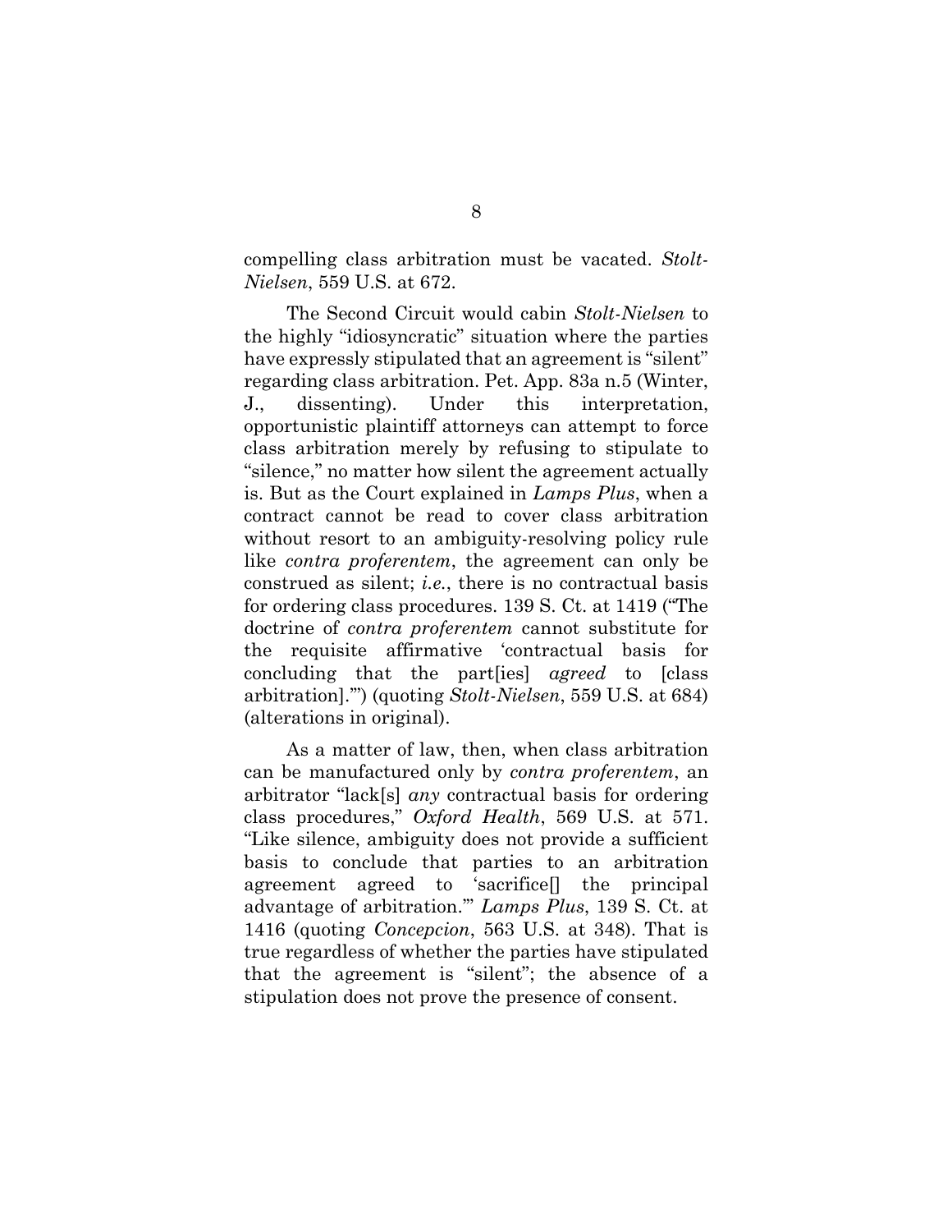compelling class arbitration must be vacated. *Stolt-Nielsen*, 559 U.S. at 672.

The Second Circuit would cabin *Stolt-Nielsen* to the highly "idiosyncratic" situation where the parties have expressly stipulated that an agreement is "silent" regarding class arbitration. Pet. App. 83a n.5 (Winter, J., dissenting). Under this interpretation, opportunistic plaintiff attorneys can attempt to force class arbitration merely by refusing to stipulate to "silence," no matter how silent the agreement actually is. But as the Court explained in *Lamps Plus*, when a contract cannot be read to cover class arbitration without resort to an ambiguity-resolving policy rule like *contra proferentem*, the agreement can only be construed as silent; *i.e.*, there is no contractual basis for ordering class procedures. 139 S. Ct. at 1419 ("The doctrine of *contra proferentem* cannot substitute for the requisite affirmative 'contractual basis for concluding that the part[ies] *agreed* to [class arbitration].'") (quoting *Stolt-Nielsen*, 559 U.S. at 684) (alterations in original).

As a matter of law, then, when class arbitration can be manufactured only by *contra proferentem*, an arbitrator "lack[s] *any* contractual basis for ordering class procedures," *Oxford Health*, 569 U.S. at 571. "Like silence, ambiguity does not provide a sufficient basis to conclude that parties to an arbitration agreement agreed to 'sacrifice[] the principal advantage of arbitration.'" *Lamps Plus*, 139 S. Ct. at 1416 (quoting *Concepcion*, 563 U.S. at 348). That is true regardless of whether the parties have stipulated that the agreement is "silent"; the absence of a stipulation does not prove the presence of consent.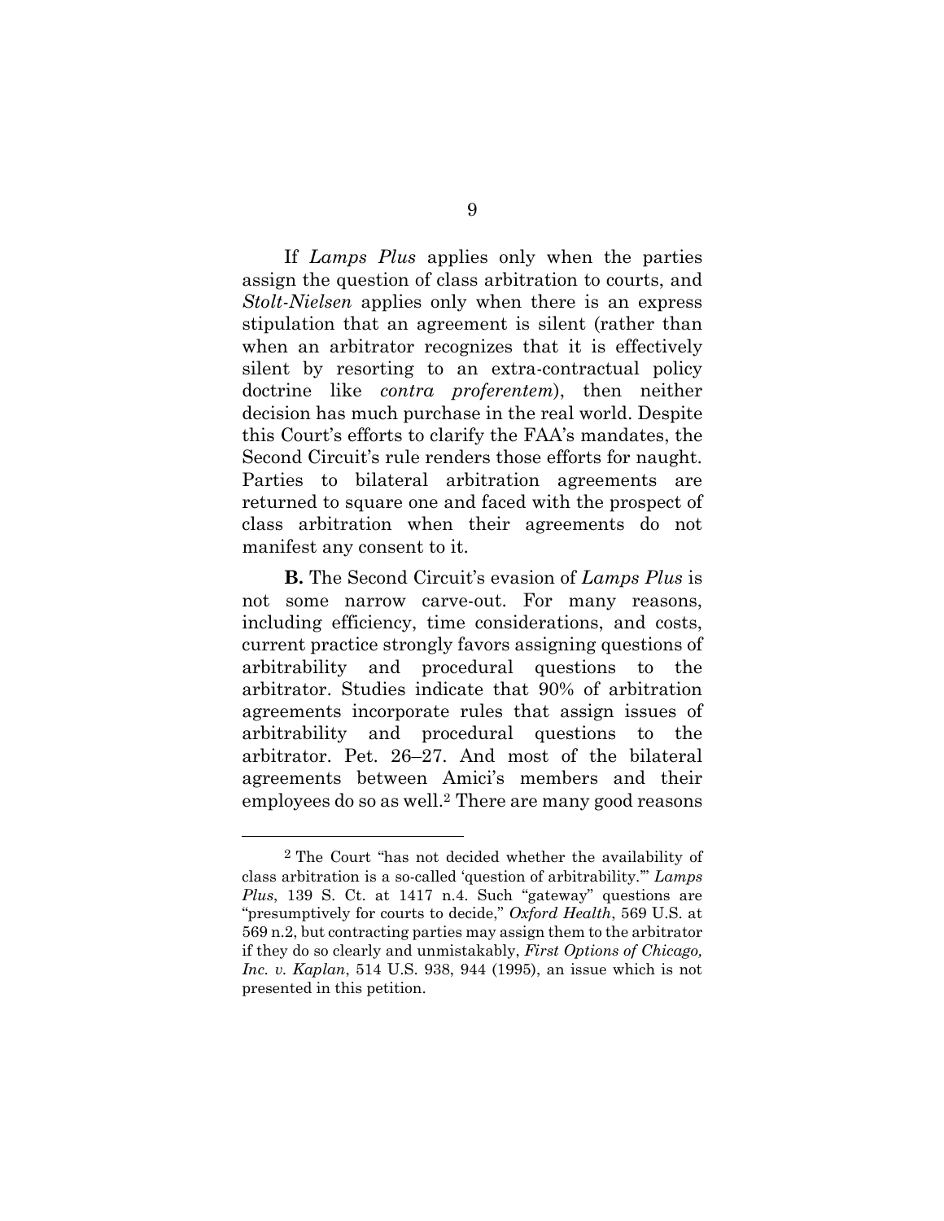If *Lamps Plus* applies only when the parties assign the question of class arbitration to courts, and *Stolt-Nielsen* applies only when there is an express stipulation that an agreement is silent (rather than when an arbitrator recognizes that it is effectively silent by resorting to an extra-contractual policy doctrine like *contra proferentem*), then neither decision has much purchase in the real world. Despite this Court's efforts to clarify the FAA's mandates, the Second Circuit's rule renders those efforts for naught. Parties to bilateral arbitration agreements are returned to square one and faced with the prospect of class arbitration when their agreements do not manifest any consent to it.

**B.** The Second Circuit's evasion of *Lamps Plus* is not some narrow carve-out. For many reasons, including efficiency, time considerations, and costs, current practice strongly favors assigning questions of arbitrability and procedural questions to the arbitrator. Studies indicate that 90% of arbitration agreements incorporate rules that assign issues of arbitrability and procedural questions to the arbitrator. Pet. 26–27. And most of the bilateral agreements between Amici's members and their employees do so as well.[2] There are many good reasons

---

[2] The Court "has not decided whether the availability of class arbitration is a so-called 'question of arbitrability.'" *Lamps Plus*, 139 S. Ct. at 1417 n.4. Such "gateway" questions are "presumptively for courts to decide," *Oxford Health*, 569 U.S. at 569 n.2, but contracting parties may assign them to the arbitrator if they do so clearly and unmistakably, *First Options of Chicago, Inc. v. Kaplan*, 514 U.S. 938, 944 (1995), an issue which is not presented in this petition.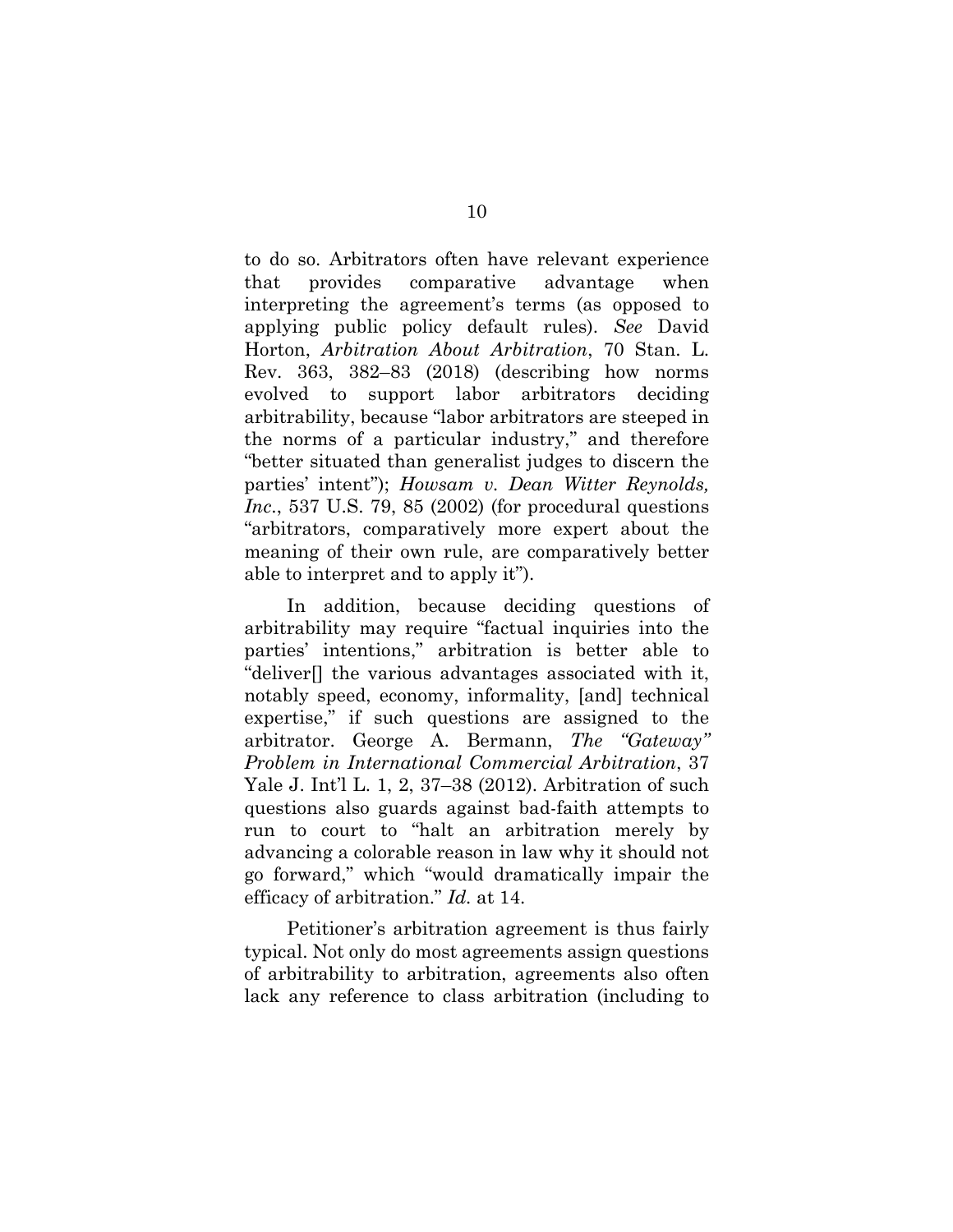to do so. Arbitrators often have relevant experience that provides comparative advantage when interpreting the agreement's terms (as opposed to applying public policy default rules). *See* David Horton, *Arbitration About Arbitration*, 70 Stan. L. Rev. 363, 382–83 (2018) (describing how norms evolved to support labor arbitrators deciding arbitrability, because "labor arbitrators are steeped in the norms of a particular industry," and therefore "better situated than generalist judges to discern the parties' intent"); *Howsam v. Dean Witter Reynolds, Inc*., 537 U.S. 79, 85 (2002) (for procedural questions "arbitrators, comparatively more expert about the meaning of their own rule, are comparatively better able to interpret and to apply it").

In addition, because deciding questions of arbitrability may require "factual inquiries into the parties' intentions," arbitration is better able to "deliver[] the various advantages associated with it, notably speed, economy, informality, [and] technical expertise," if such questions are assigned to the arbitrator. George A. Bermann, *The "Gateway" Problem in International Commercial Arbitration*, 37 Yale J. Int'l L. 1, 2, 37–38 (2012). Arbitration of such questions also guards against bad-faith attempts to run to court to "halt an arbitration merely by advancing a colorable reason in law why it should not go forward," which "would dramatically impair the efficacy of arbitration." *Id.* at 14.

Petitioner's arbitration agreement is thus fairly typical. Not only do most agreements assign questions of arbitrability to arbitration, agreements also often lack any reference to class arbitration (including to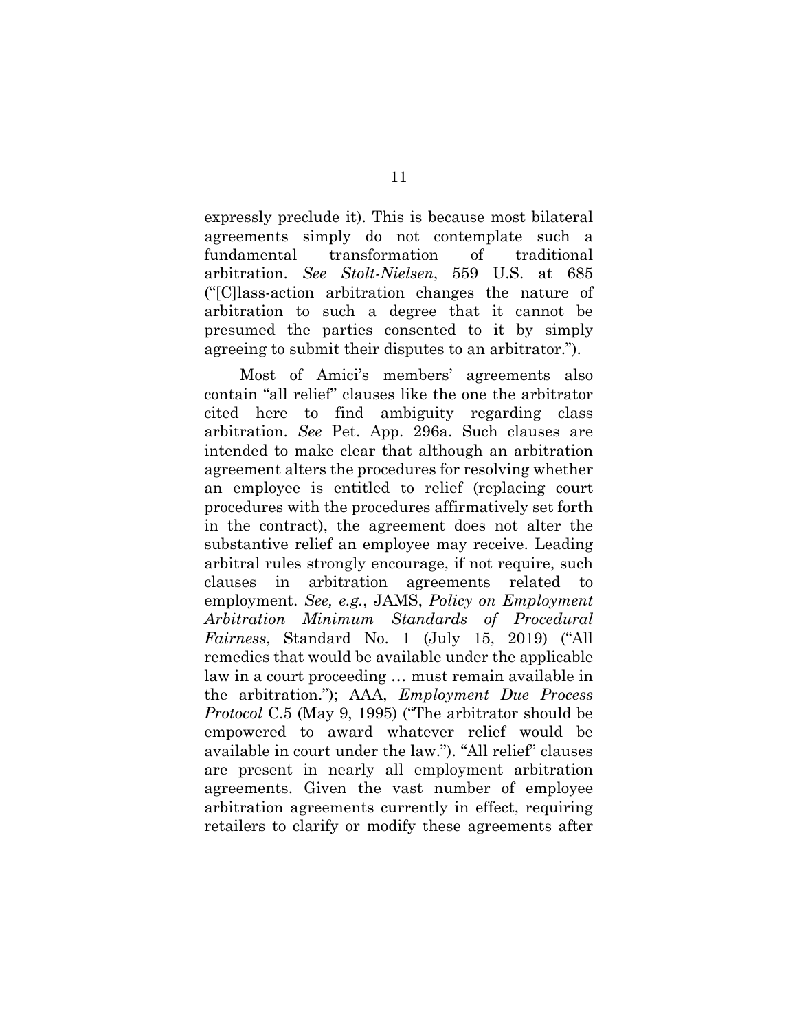expressly preclude it). This is because most bilateral agreements simply do not contemplate such a fundamental transformation of traditional arbitration. *See Stolt-Nielsen*, 559 U.S. at 685 ("[C]lass-action arbitration changes the nature of arbitration to such a degree that it cannot be presumed the parties consented to it by simply agreeing to submit their disputes to an arbitrator.").

Most of Amici's members' agreements also contain "all relief" clauses like the one the arbitrator cited here to find ambiguity regarding class arbitration. *See* Pet. App. 296a. Such clauses are intended to make clear that although an arbitration agreement alters the procedures for resolving whether an employee is entitled to relief (replacing court procedures with the procedures affirmatively set forth in the contract), the agreement does not alter the substantive relief an employee may receive. Leading arbitral rules strongly encourage, if not require, such clauses in arbitration agreements related to employment. *See, e.g.*, JAMS, *Policy on Employment Arbitration Minimum Standards of Procedural Fairness*, Standard No. 1 (July 15, 2019) ("All remedies that would be available under the applicable law in a court proceeding … must remain available in the arbitration."); AAA, *Employment Due Process Protocol* C.5 (May 9, 1995) ("The arbitrator should be empowered to award whatever relief would be available in court under the law."). "All relief" clauses are present in nearly all employment arbitration agreements. Given the vast number of employee arbitration agreements currently in effect, requiring retailers to clarify or modify these agreements after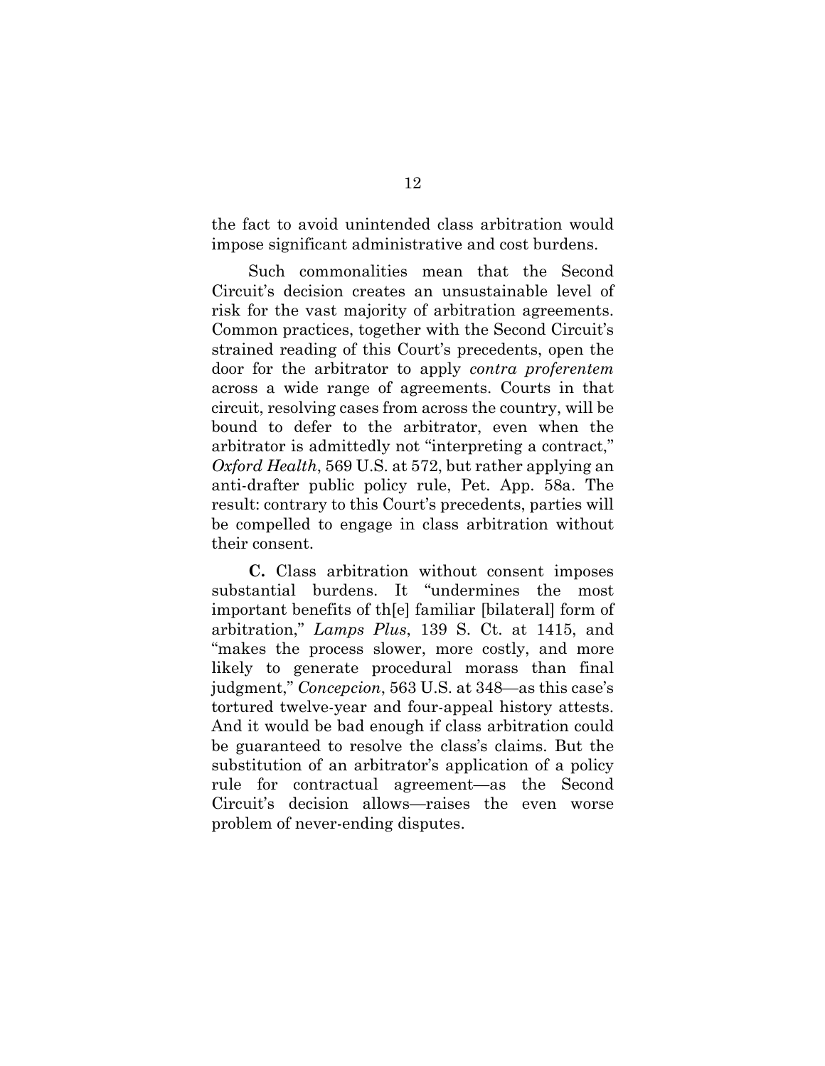the fact to avoid unintended class arbitration would impose significant administrative and cost burdens.

Such commonalities mean that the Second Circuit's decision creates an unsustainable level of risk for the vast majority of arbitration agreements. Common practices, together with the Second Circuit's strained reading of this Court's precedents, open the door for the arbitrator to apply *contra proferentem* across a wide range of agreements. Courts in that circuit, resolving cases from across the country, will be bound to defer to the arbitrator, even when the arbitrator is admittedly not "interpreting a contract," *Oxford Health*, 569 U.S. at 572, but rather applying an anti-drafter public policy rule, Pet. App. 58a. The result: contrary to this Court's precedents, parties will be compelled to engage in class arbitration without their consent.

**C.** Class arbitration without consent imposes substantial burdens. It "undermines the most important benefits of th[e] familiar [bilateral] form of arbitration," *Lamps Plus*, 139 S. Ct. at 1415, and "makes the process slower, more costly, and more likely to generate procedural morass than final judgment," *Concepcion*, 563 U.S. at 348—as this case's tortured twelve-year and four-appeal history attests. And it would be bad enough if class arbitration could be guaranteed to resolve the class's claims. But the substitution of an arbitrator's application of a policy rule for contractual agreement—as the Second Circuit's decision allows—raises the even worse problem of never-ending disputes.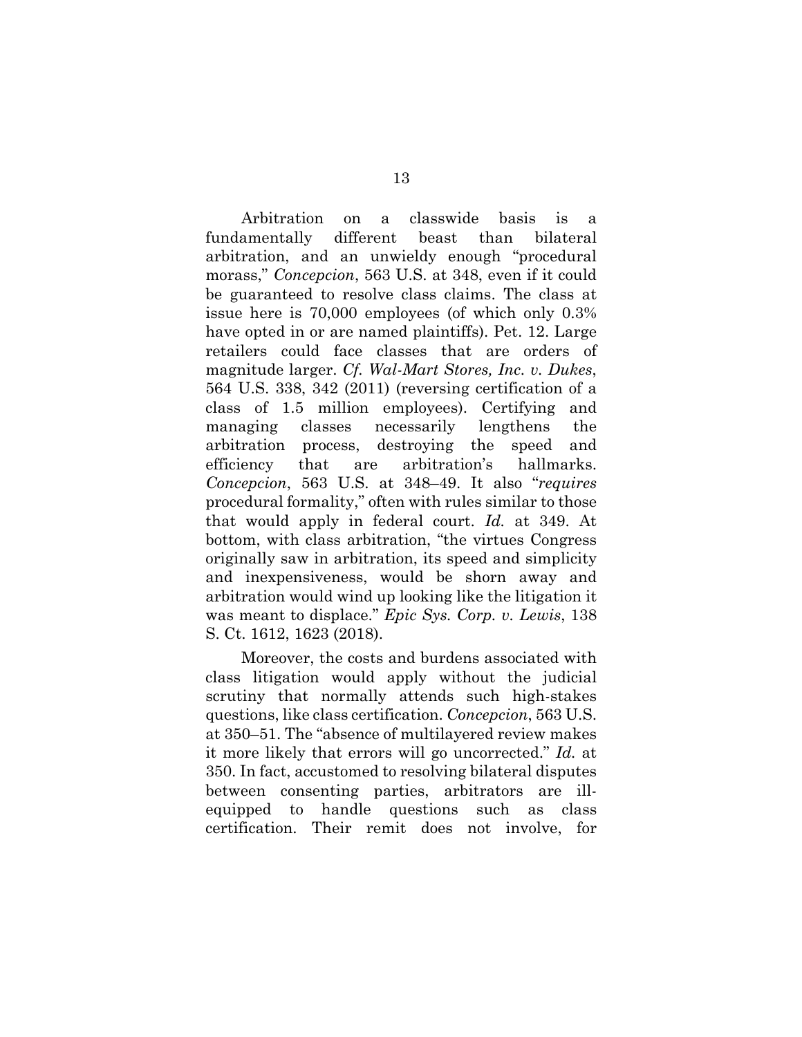Arbitration on a classwide basis is a fundamentally different beast than bilateral arbitration, and an unwieldy enough "procedural morass," *Concepcion*, 563 U.S. at 348, even if it could be guaranteed to resolve class claims. The class at issue here is 70,000 employees (of which only 0.3% have opted in or are named plaintiffs). Pet. 12. Large retailers could face classes that are orders of magnitude larger. *Cf. Wal-Mart Stores, Inc. v. Dukes*, 564 U.S. 338, 342 (2011) (reversing certification of a class of 1.5 million employees). Certifying and managing classes necessarily lengthens the arbitration process, destroying the speed and efficiency that are arbitration's hallmarks. *Concepcion*, 563 U.S. at 348–49. It also "*requires* procedural formality," often with rules similar to those that would apply in federal court. *Id.* at 349. At bottom, with class arbitration, "the virtues Congress originally saw in arbitration, its speed and simplicity and inexpensiveness, would be shorn away and arbitration would wind up looking like the litigation it was meant to displace." *Epic Sys. Corp. v. Lewis*, 138 S. Ct. 1612, 1623 (2018).

Moreover, the costs and burdens associated with class litigation would apply without the judicial scrutiny that normally attends such high-stakes questions, like class certification. *Concepcion*, 563 U.S. at 350–51. The "absence of multilayered review makes it more likely that errors will go uncorrected." *Id.* at 350. In fact, accustomed to resolving bilateral disputes between consenting parties, arbitrators are ill-equipped to handle questions such as class certification. Their remit does not involve, for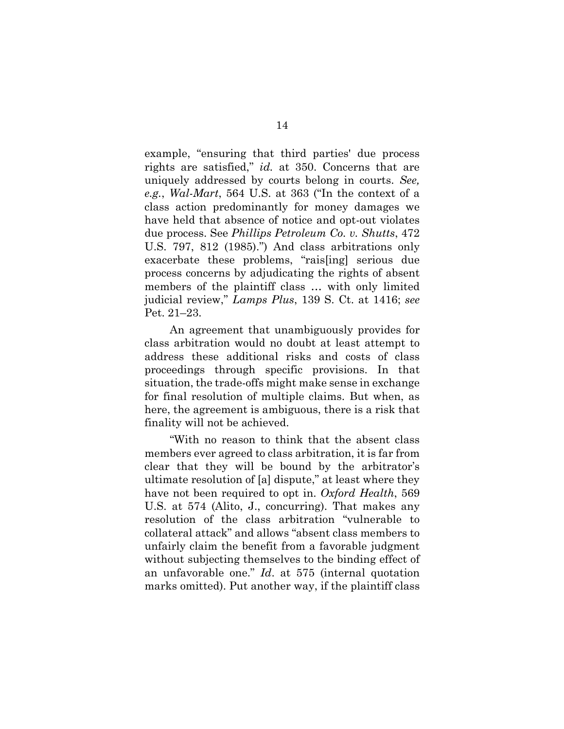example, "ensuring that third parties' due process rights are satisfied," *id.* at 350. Concerns that are uniquely addressed by courts belong in courts. *See, e.g.*, *Wal-Mart*, 564 U.S. at 363 ("In the context of a class action predominantly for money damages we have held that absence of notice and opt-out violates due process. See *Phillips Petroleum Co. v. Shutts*, 472 U.S. 797, 812 (1985).") And class arbitrations only exacerbate these problems, "rais[ing] serious due process concerns by adjudicating the rights of absent members of the plaintiff class … with only limited judicial review," *Lamps Plus*, 139 S. Ct. at 1416; *see* Pet. 21–23.

An agreement that unambiguously provides for class arbitration would no doubt at least attempt to address these additional risks and costs of class proceedings through specific provisions. In that situation, the trade-offs might make sense in exchange for final resolution of multiple claims. But when, as here, the agreement is ambiguous, there is a risk that finality will not be achieved.

"With no reason to think that the absent class members ever agreed to class arbitration, it is far from clear that they will be bound by the arbitrator's ultimate resolution of [a] dispute," at least where they have not been required to opt in. *Oxford Health*, 569 U.S. at 574 (Alito, J., concurring). That makes any resolution of the class arbitration "vulnerable to collateral attack" and allows "absent class members to unfairly claim the benefit from a favorable judgment without subjecting themselves to the binding effect of an unfavorable one." *Id*. at 575 (internal quotation marks omitted). Put another way, if the plaintiff class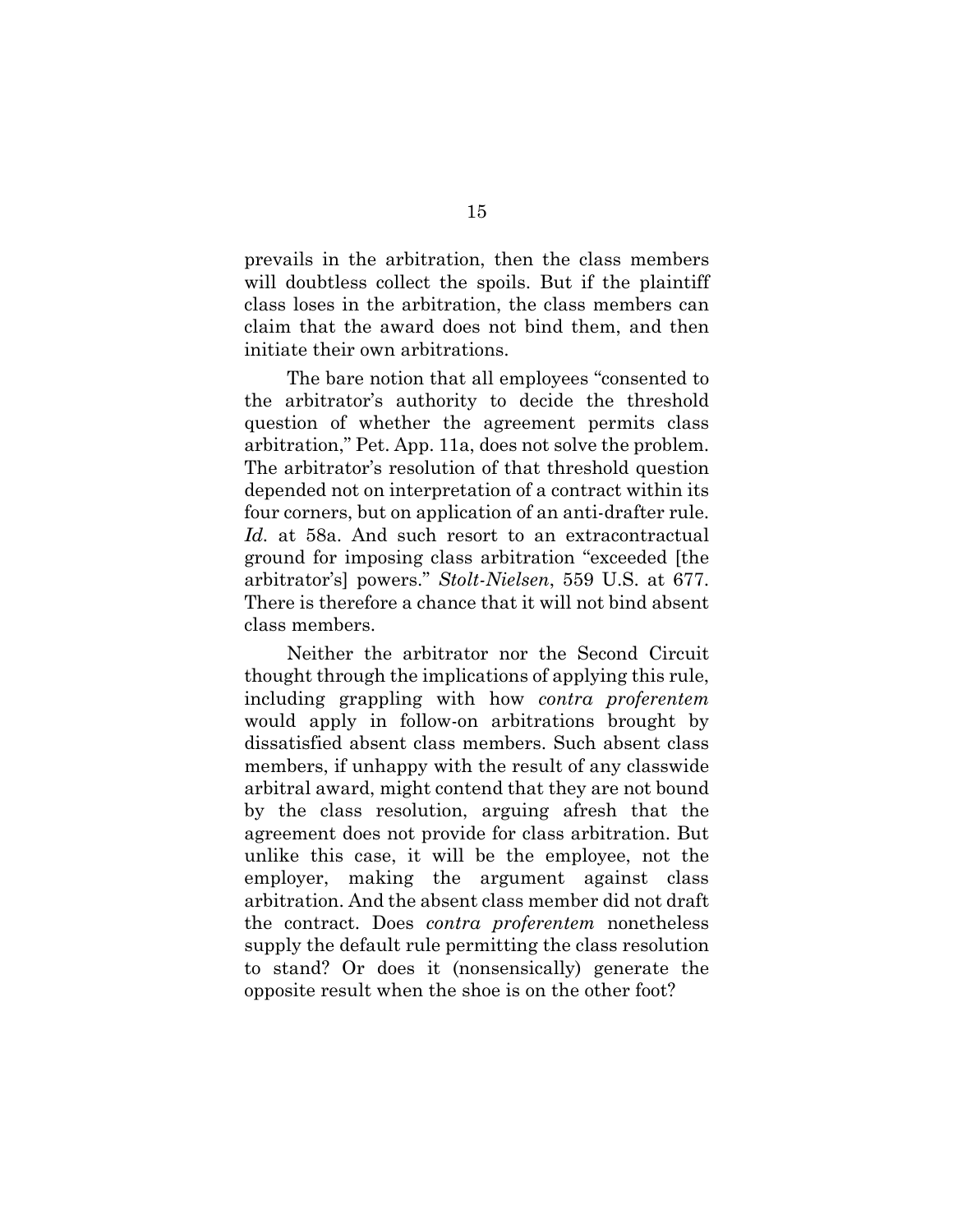prevails in the arbitration, then the class members will doubtless collect the spoils. But if the plaintiff class loses in the arbitration, the class members can claim that the award does not bind them, and then initiate their own arbitrations.

The bare notion that all employees "consented to the arbitrator's authority to decide the threshold question of whether the agreement permits class arbitration," Pet. App. 11a, does not solve the problem. The arbitrator's resolution of that threshold question depended not on interpretation of a contract within its four corners, but on application of an anti-drafter rule. *Id.* at 58a. And such resort to an extracontractual ground for imposing class arbitration "exceeded [the arbitrator's] powers." *Stolt-Nielsen*, 559 U.S. at 677. There is therefore a chance that it will not bind absent class members.

Neither the arbitrator nor the Second Circuit thought through the implications of applying this rule, including grappling with how *contra proferentem* would apply in follow-on arbitrations brought by dissatisfied absent class members. Such absent class members, if unhappy with the result of any classwide arbitral award, might contend that they are not bound by the class resolution, arguing afresh that the agreement does not provide for class arbitration. But unlike this case, it will be the employee, not the employer, making the argument against class arbitration. And the absent class member did not draft the contract. Does *contra proferentem* nonetheless supply the default rule permitting the class resolution to stand? Or does it (nonsensically) generate the opposite result when the shoe is on the other foot?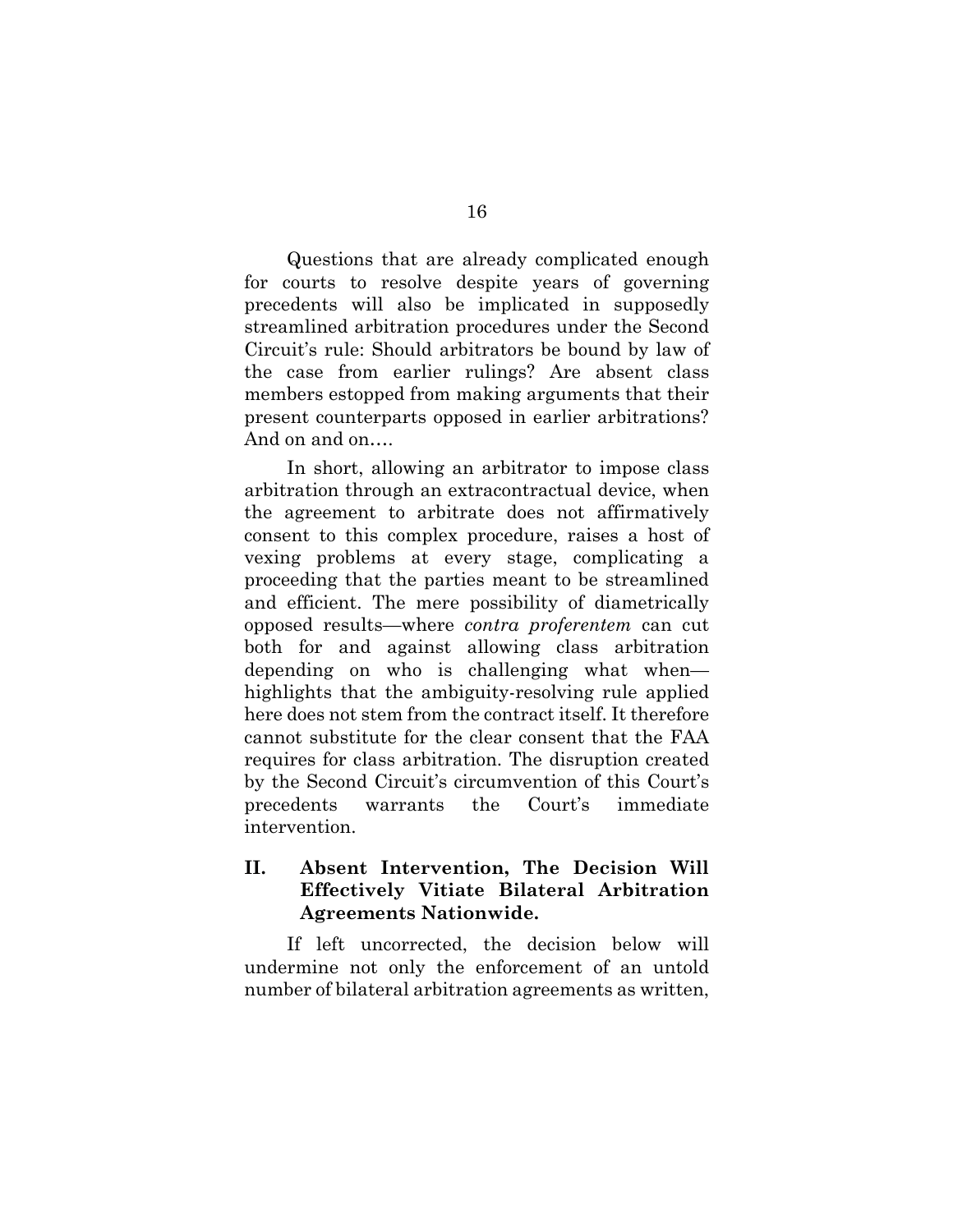Questions that are already complicated enough for courts to resolve despite years of governing precedents will also be implicated in supposedly streamlined arbitration procedures under the Second Circuit's rule: Should arbitrators be bound by law of the case from earlier rulings? Are absent class members estopped from making arguments that their present counterparts opposed in earlier arbitrations? And on and on….

In short, allowing an arbitrator to impose class arbitration through an extracontractual device, when the agreement to arbitrate does not affirmatively consent to this complex procedure, raises a host of vexing problems at every stage, complicating a proceeding that the parties meant to be streamlined and efficient. The mere possibility of diametrically opposed results—where *contra proferentem* can cut both for and against allowing class arbitration depending on who is challenging what when—highlights that the ambiguity-resolving rule applied here does not stem from the contract itself. It therefore cannot substitute for the clear consent that the FAA requires for class arbitration. The disruption created by the Second Circuit's circumvention of this Court's precedents warrants the Court's immediate intervention.

## II. Absent Intervention, The Decision Will Effectively Vitiate Bilateral Arbitration Agreements Nationwide.

If left uncorrected, the decision below will undermine not only the enforcement of an untold number of bilateral arbitration agreements as written,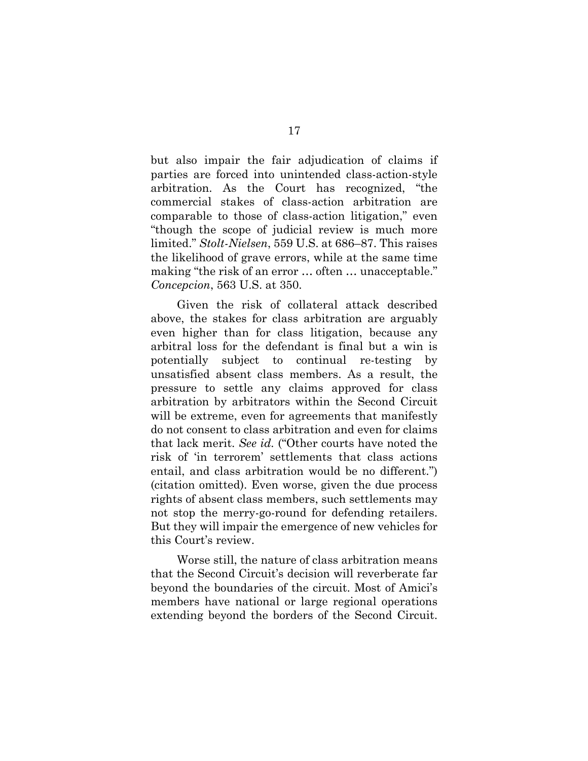but also impair the fair adjudication of claims if parties are forced into unintended class-action-style arbitration. As the Court has recognized, "the commercial stakes of class-action arbitration are comparable to those of class-action litigation," even "though the scope of judicial review is much more limited." *Stolt-Nielsen*, 559 U.S. at 686–87. This raises the likelihood of grave errors, while at the same time making "the risk of an error … often … unacceptable." *Concepcion*, 563 U.S. at 350.

Given the risk of collateral attack described above, the stakes for class arbitration are arguably even higher than for class litigation, because any arbitral loss for the defendant is final but a win is potentially subject to continual re-testing by unsatisfied absent class members. As a result, the pressure to settle any claims approved for class arbitration by arbitrators within the Second Circuit will be extreme, even for agreements that manifestly do not consent to class arbitration and even for claims that lack merit. *See id.* ("Other courts have noted the risk of 'in terrorem' settlements that class actions entail, and class arbitration would be no different.") (citation omitted). Even worse, given the due process rights of absent class members, such settlements may not stop the merry-go-round for defending retailers. But they will impair the emergence of new vehicles for this Court's review.

Worse still, the nature of class arbitration means that the Second Circuit's decision will reverberate far beyond the boundaries of the circuit. Most of Amici's members have national or large regional operations extending beyond the borders of the Second Circuit.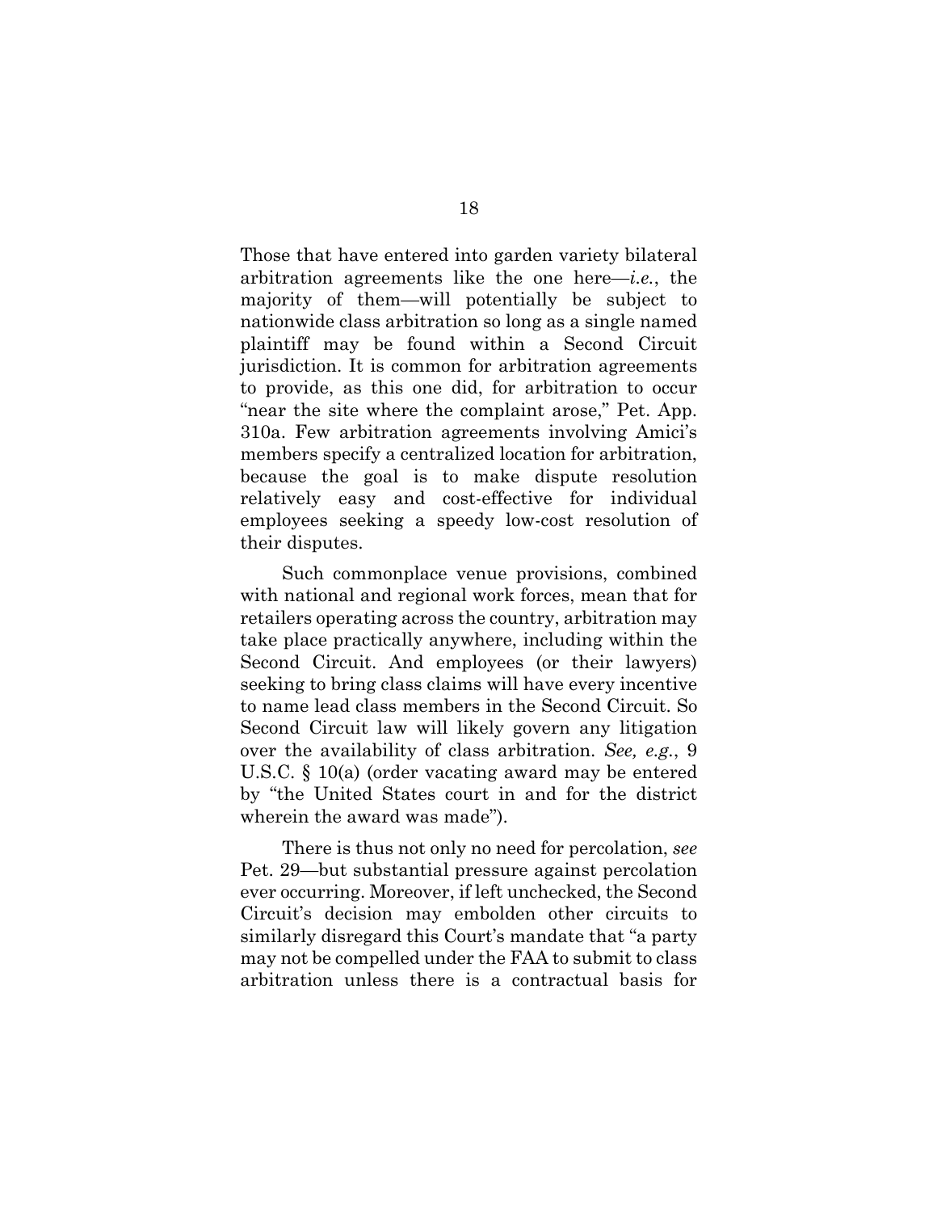Those that have entered into garden variety bilateral arbitration agreements like the one here—*i.e.*, the majority of them—will potentially be subject to nationwide class arbitration so long as a single named plaintiff may be found within a Second Circuit jurisdiction. It is common for arbitration agreements to provide, as this one did, for arbitration to occur "near the site where the complaint arose," Pet. App. 310a. Few arbitration agreements involving Amici's members specify a centralized location for arbitration, because the goal is to make dispute resolution relatively easy and cost-effective for individual employees seeking a speedy low-cost resolution of their disputes.

Such commonplace venue provisions, combined with national and regional work forces, mean that for retailers operating across the country, arbitration may take place practically anywhere, including within the Second Circuit. And employees (or their lawyers) seeking to bring class claims will have every incentive to name lead class members in the Second Circuit. So Second Circuit law will likely govern any litigation over the availability of class arbitration. *See, e.g.*, 9 U.S.C. § 10(a) (order vacating award may be entered by "the United States court in and for the district wherein the award was made").

There is thus not only no need for percolation, *see* Pet. 29—but substantial pressure against percolation ever occurring. Moreover, if left unchecked, the Second Circuit's decision may embolden other circuits to similarly disregard this Court's mandate that "a party may not be compelled under the FAA to submit to class arbitration unless there is a contractual basis for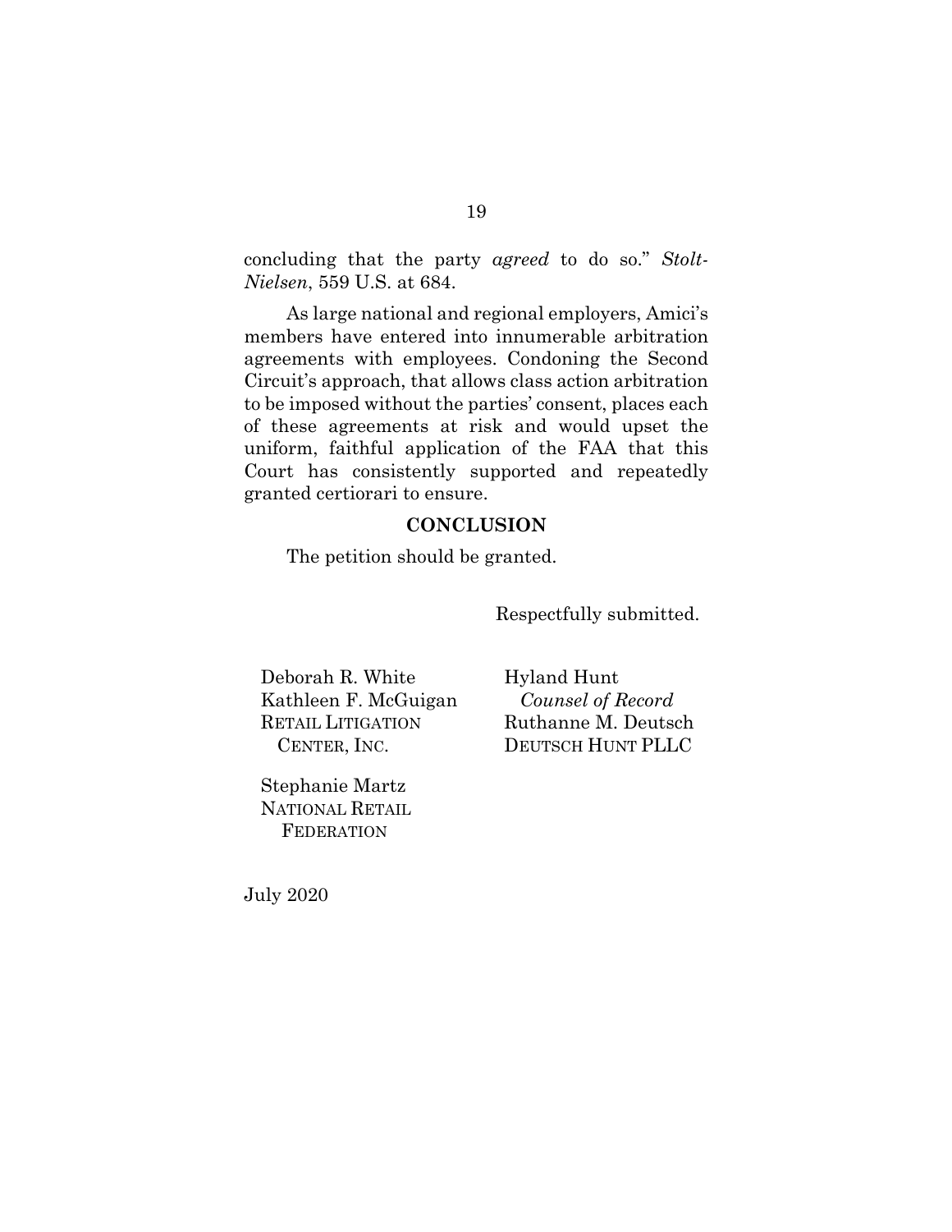concluding that the party *agreed* to do so." *Stolt-Nielsen*, 559 U.S. at 684.

As large national and regional employers, Amici's members have entered into innumerable arbitration agreements with employees. Condoning the Second Circuit's approach, that allows class action arbitration to be imposed without the parties' consent, places each of these agreements at risk and would upset the uniform, faithful application of the FAA that this Court has consistently supported and repeatedly granted certiorari to ensure.

## CONCLUSION

The petition should be granted.

Respectfully submitted.

Deborah R. White
Kathleen F. McGuigan
RETAIL LITIGATION CENTER, INC.

Stephanie Martz
NATIONAL RETAIL FEDERATION

Hyland Hunt
*Counsel of Record*
Ruthanne M. Deutsch
DEUTSCH HUNT PLLC

July 2020